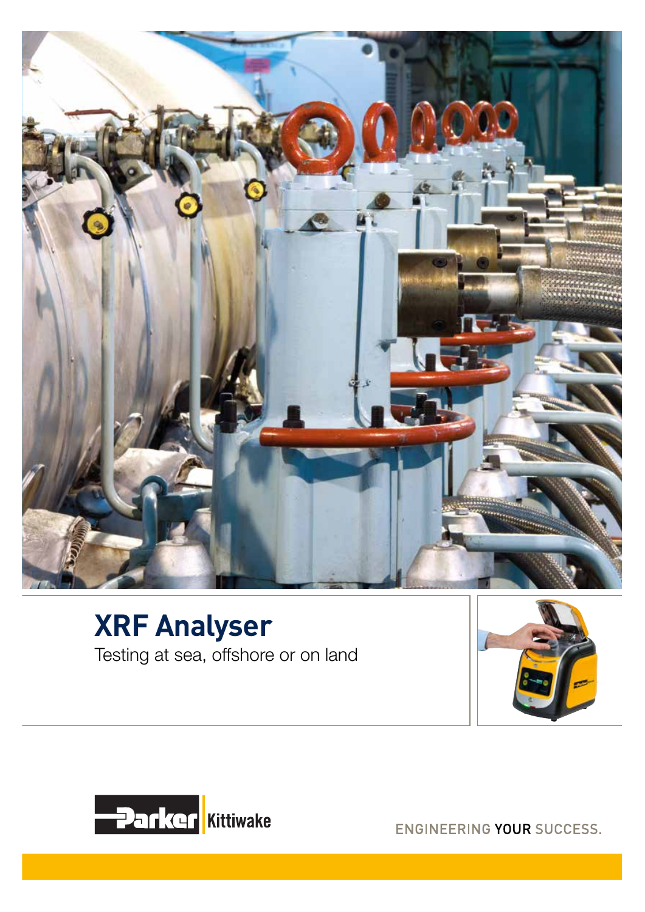# XRF Analyser

Testing at sea, offshore or on land

Parker Kittiwake

ENGINEERING YOUR SUCCESS.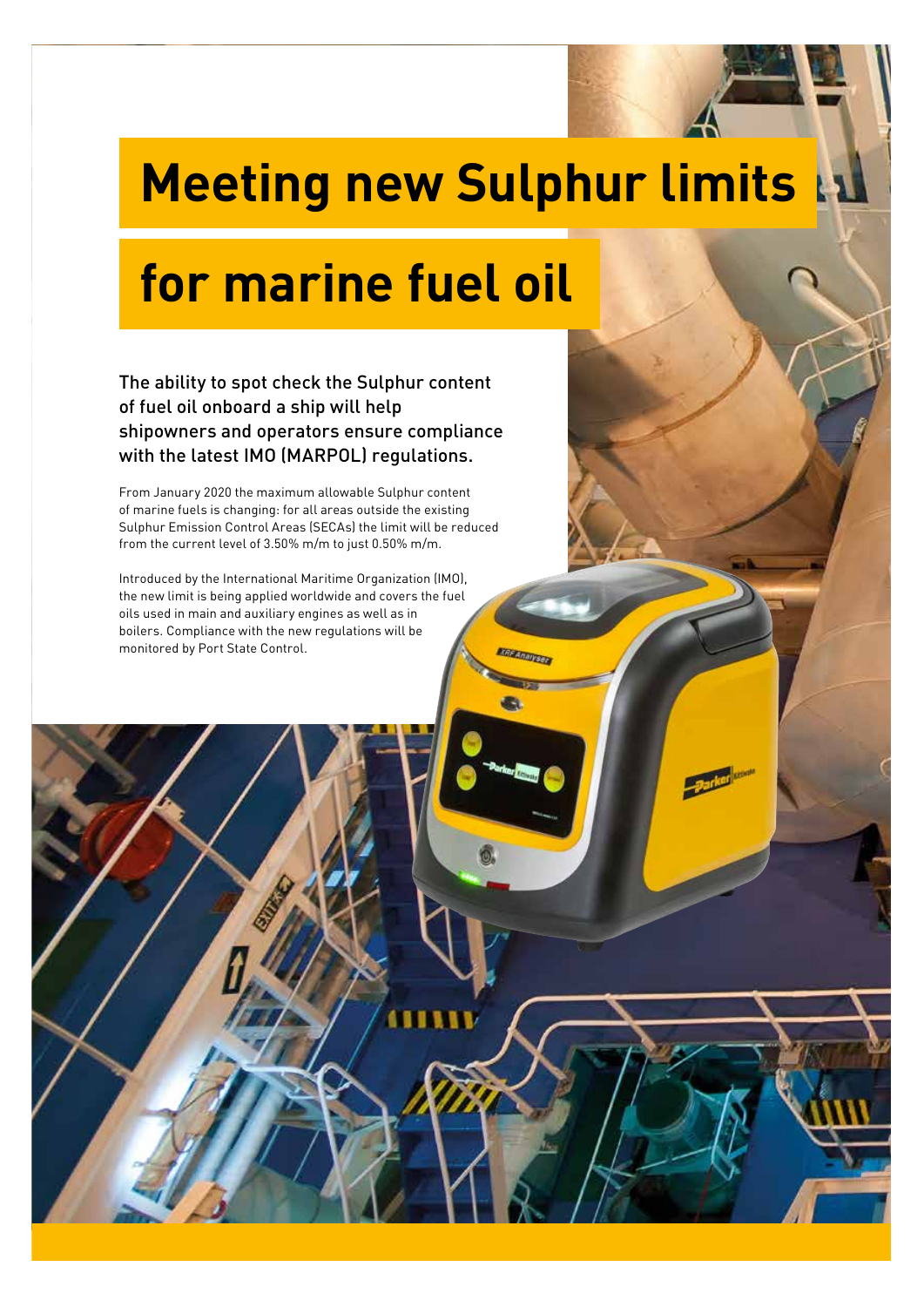# Meeting new Sulphur limits for marine fuel oil

The ability to spot check the Sulphur content of fuel oil onboard a ship will help shipowners and operators ensure compliance with the latest IMO (MARPOL) regulations.

From January 2020 the maximum allowable Sulphur content of marine fuels is changing: for all areas outside the existing Sulphur Emission Control Areas (SECAs) the limit will be reduced from the current level of 3.50% m/m to just 0.50% m/m.

Introduced by the International Maritime Organization (IMO), the new limit is being applied worldwide and covers the fuel oils used in main and auxiliary engines as well as in boilers. Compliance with the new regulations will be monitored by Port State Control.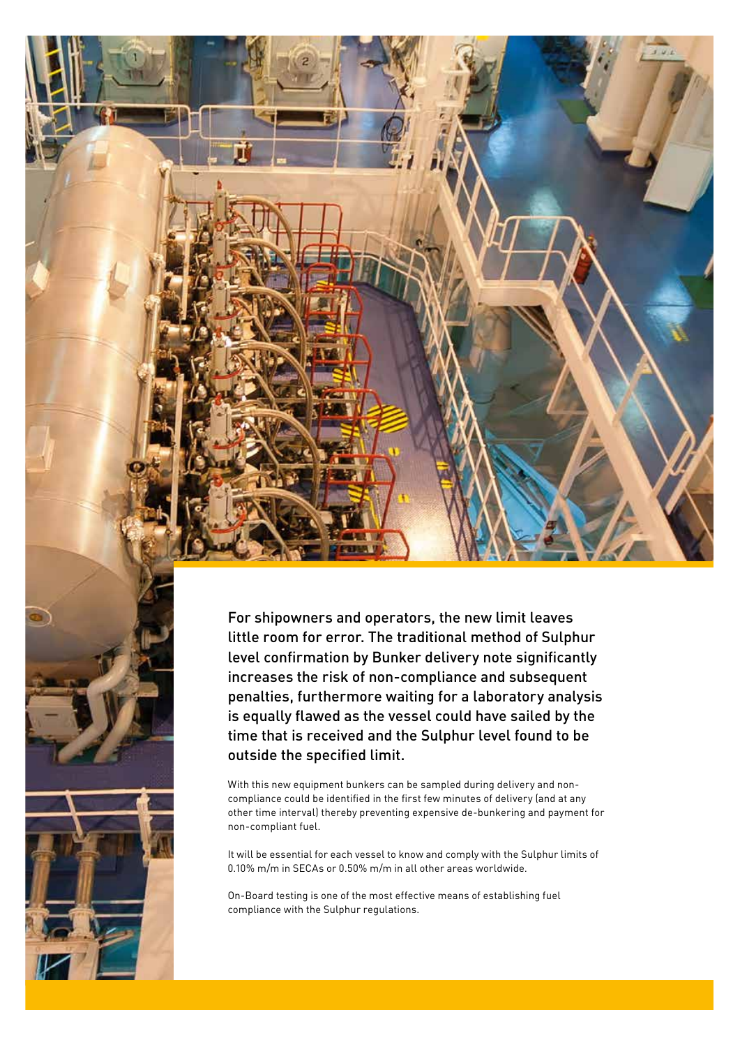For shipowners and operators, the new limit leaves little room for error. The traditional method of Sulphur level confirmation by Bunker delivery note significantly increases the risk of non-compliance and subsequent penalties, furthermore waiting for a laboratory analysis is equally flawed as the vessel could have sailed by the time that is received and the Sulphur level found to be outside the specified limit.

With this new equipment bunkers can be sampled during delivery and non-compliance could be identified in the first few minutes of delivery (and at any other time interval) thereby preventing expensive de-bunkering and payment for non-compliant fuel.

It will be essential for each vessel to know and comply with the Sulphur limits of 0.10% m/m in SECAs or 0.50% m/m in all other areas worldwide.

On-Board testing is one of the most effective means of establishing fuel compliance with the Sulphur regulations.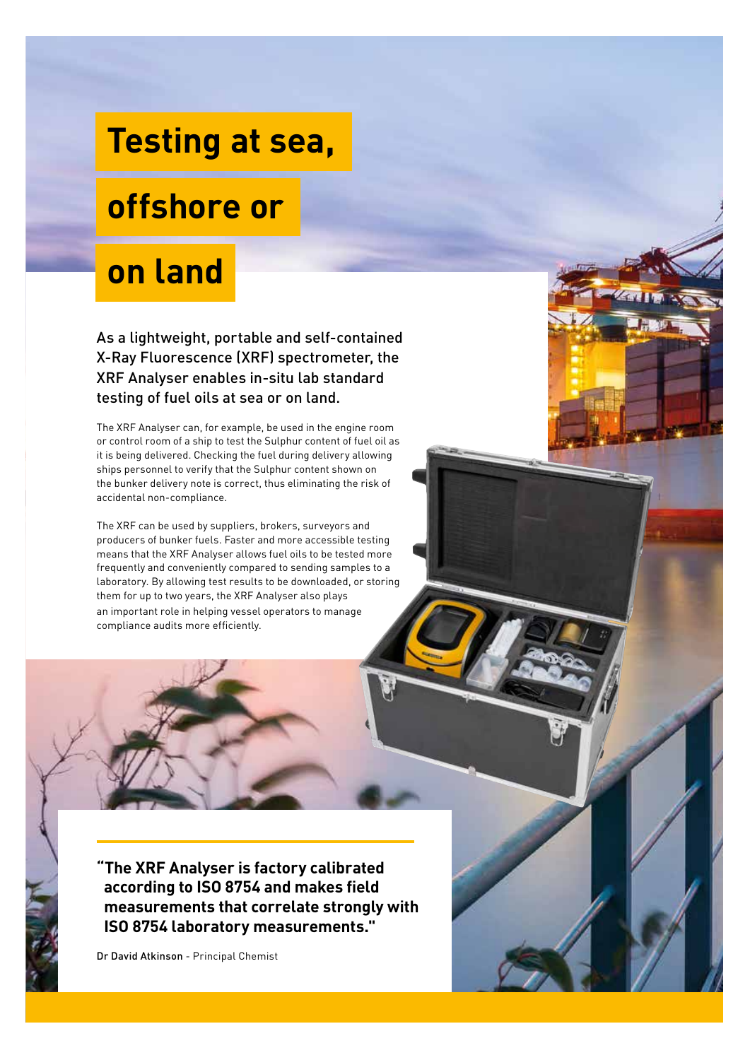# Testing at sea, offshore or on land

**As a lightweight, portable and self-contained X-Ray Fluorescence (XRF) spectrometer, the XRF Analyser enables in-situ lab standard testing of fuel oils at sea or on land.**

The XRF Analyser can, for example, be used in the engine room or control room of a ship to test the Sulphur content of fuel oil as it is being delivered. Checking the fuel during delivery allowing ships personnel to verify that the Sulphur content shown on the bunker delivery note is correct, thus eliminating the risk of accidental non-compliance.

The XRF can be used by suppliers, brokers, surveyors and producers of bunker fuels. Faster and more accessible testing means that the XRF Analyser allows fuel oils to be tested more frequently and conveniently compared to sending samples to a laboratory. By allowing test results to be downloaded, or storing them for up to two years, the XRF Analyser also plays an important role in helping vessel operators to manage compliance audits more efficiently.

> **"The XRF Analyser is factory calibrated according to ISO 8754 and makes field measurements that correlate strongly with ISO 8754 laboratory measurements."**
>
> **Dr David Atkinson** - Principal Chemist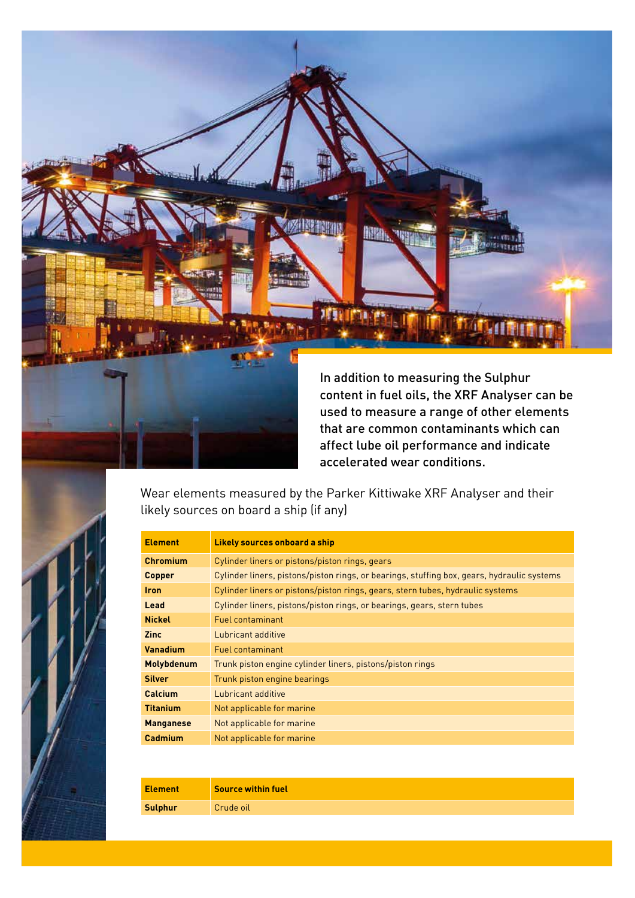In addition to measuring the Sulphur content in fuel oils, the XRF Analyser can be used to measure a range of other elements that are common contaminants which can affect lube oil performance and indicate accelerated wear conditions.

Wear elements measured by the Parker Kittiwake XRF Analyser and their likely sources on board a ship (if any)

| Element | Likely sources onboard a ship |
|---|---|
| **Chromium** | Cylinder liners or pistons/piston rings, gears |
| **Copper** | Cylinder liners, pistons/piston rings, or bearings, stuffing box, gears, hydraulic systems |
| **Iron** | Cylinder liners or pistons/piston rings, gears, stern tubes, hydraulic systems |
| **Lead** | Cylinder liners, pistons/piston rings, or bearings, gears, stern tubes |
| **Nickel** | Fuel contaminant |
| **Zinc** | Lubricant additive |
| **Vanadium** | Fuel contaminant |
| **Molybdenum** | Trunk piston engine cylinder liners, pistons/piston rings |
| **Silver** | Trunk piston engine bearings |
| **Calcium** | Lubricant additive |
| **Titanium** | Not applicable for marine |
| **Manganese** | Not applicable for marine |
| **Cadmium** | Not applicable for marine |

| Element | Source within fuel |
|---|---|
| **Sulphur** | Crude oil |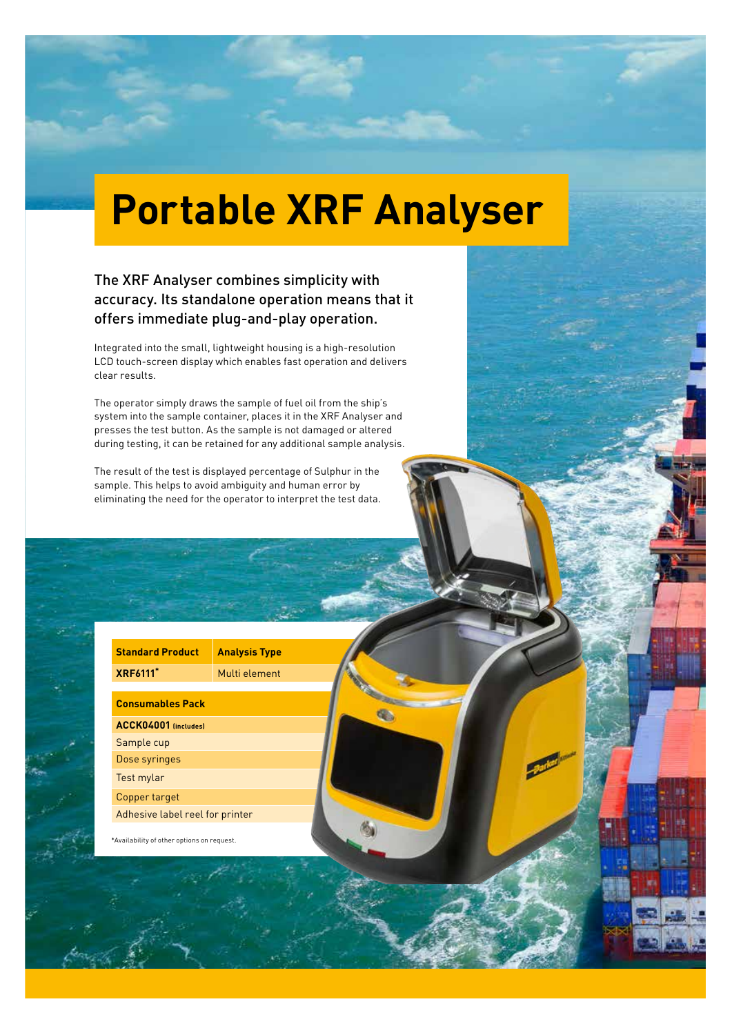# Portable XRF Analyser

## The XRF Analyser combines simplicity with accuracy. Its standalone operation means that it offers immediate plug-and-play operation.

Integrated into the small, lightweight housing is a high-resolution LCD touch-screen display which enables fast operation and delivers clear results.

The operator simply draws the sample of fuel oil from the ship's system into the sample container, places it in the XRF Analyser and presses the test button. As the sample is not damaged or altered during testing, it can be retained for any additional sample analysis.

The result of the test is displayed percentage of Sulphur in the sample. This helps to avoid ambiguity and human error by eliminating the need for the operator to interpret the test data.

| Standard Product | Analysis Type |
|---|---|
| **XRF6111*** | Multi element |

| Consumables Pack |
|---|
| **ACCK04001** (includes) |
| Sample cup |
| Dose syringes |
| Test mylar |
| Copper target |
| Adhesive label reel for printer |

*Availability of other options on request.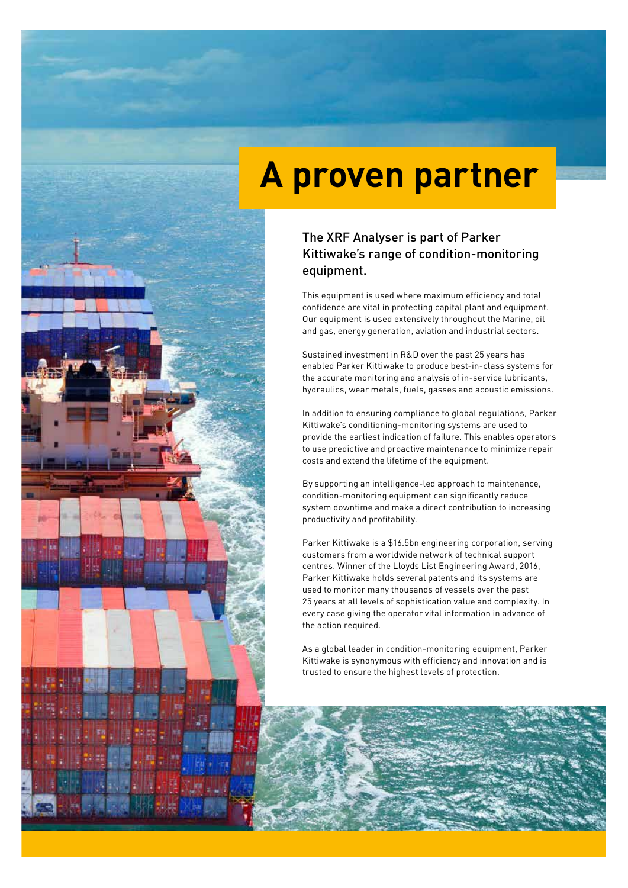# A proven partner

## The XRF Analyser is part of Parker Kittiwake's range of condition-monitoring equipment.

This equipment is used where maximum efficiency and total confidence are vital in protecting capital plant and equipment. Our equipment is used extensively throughout the Marine, oil and gas, energy generation, aviation and industrial sectors.

Sustained investment in R&D over the past 25 years has enabled Parker Kittiwake to produce best-in-class systems for the accurate monitoring and analysis of in-service lubricants, hydraulics, wear metals, fuels, gasses and acoustic emissions.

In addition to ensuring compliance to global regulations, Parker Kittiwake's conditioning-monitoring systems are used to provide the earliest indication of failure. This enables operators to use predictive and proactive maintenance to minimize repair costs and extend the lifetime of the equipment.

By supporting an intelligence-led approach to maintenance, condition-monitoring equipment can significantly reduce system downtime and make a direct contribution to increasing productivity and profitability.

Parker Kittiwake is a $16.5bn engineering corporation, serving customers from a worldwide network of technical support centres. Winner of the Lloyds List Engineering Award, 2016, Parker Kittiwake holds several patents and its systems are used to monitor many thousands of vessels over the past 25 years at all levels of sophistication value and complexity. In every case giving the operator vital information in advance of the action required.

As a global leader in condition-monitoring equipment, Parker Kittiwake is synonymous with efficiency and innovation and is trusted to ensure the highest levels of protection.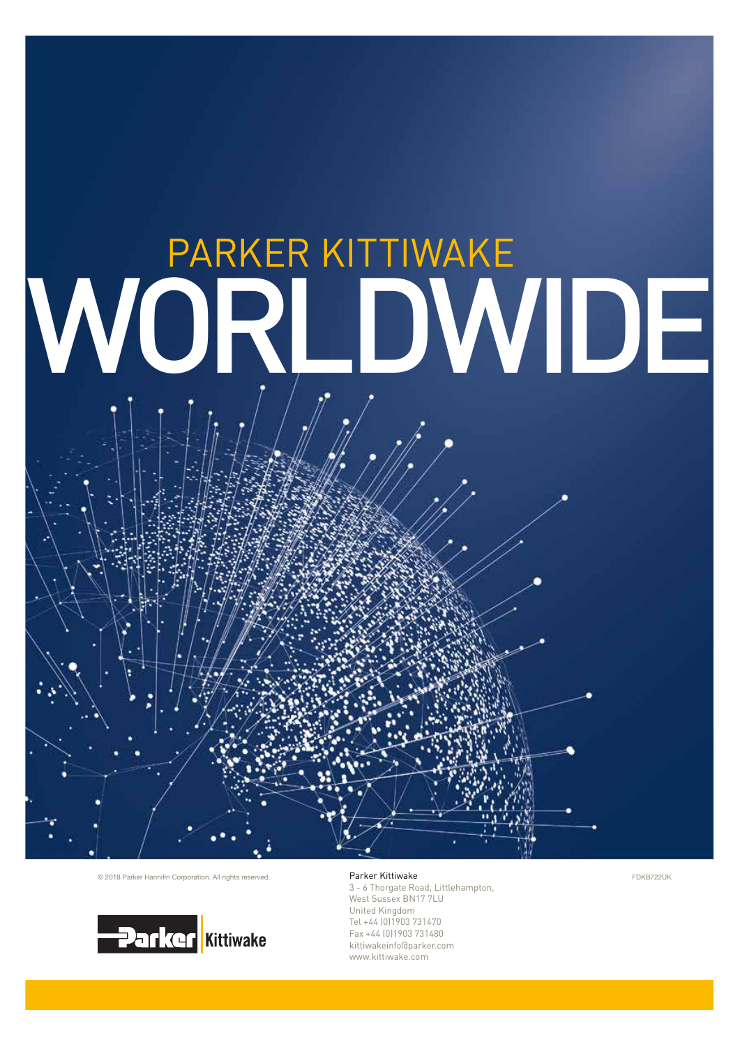# PARKER KITTIWAKE WORLDWIDE

© 2018 Parker Hannifin Corporation. All rights reserved.

Parker Kittiwake
3 - 6 Thorgate Road, Littlehampton,
West Sussex BN17 7LU
United Kingdom
Tel +44 (0)1903 731470
Fax +44 (0)1903 731480
kittiwakeinfo@parker.com
www.kittiwake.com

FDKB722UK